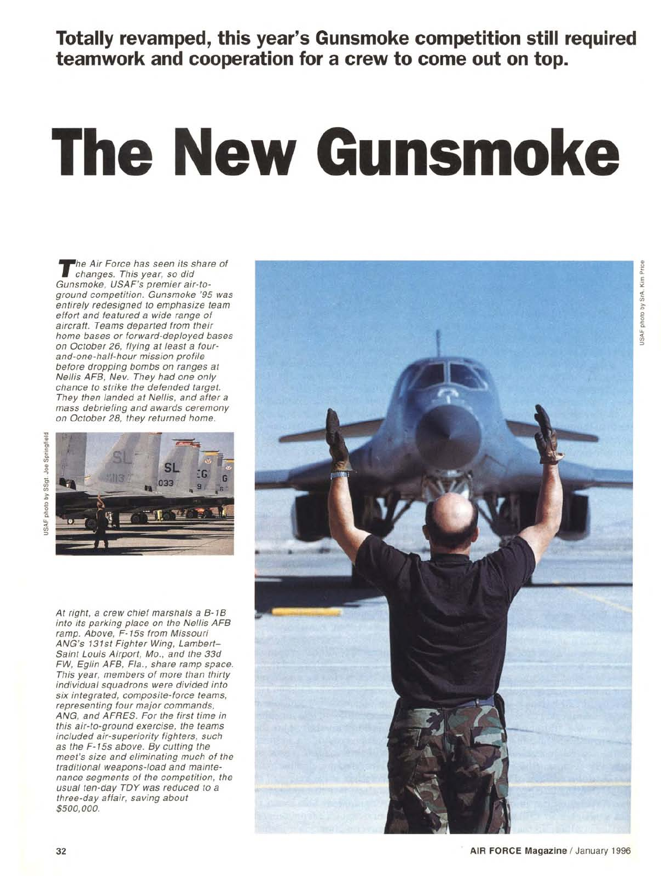**Totally revamped, this year's Gunsmoke competition still required teamwork and cooperation for a crew to come out on top.**

# The New Gunsmoke

*The Air Force has seen its share of changes. This year, so did Gunsmoke, USAF's premier air-to-ground competition. Gunsmoke '95 was entirely redesigned to emphasize team effort and featured a wide range of aircraft. Teams departed from their home bases or forward-deployed bases on October 26, flying at least a four-and-one-half-hour mission profile before dropping bombs on ranges at Nellis AFB, Nev. They had one only chance to strike the defended target. They then landed at Nellis, and after a mass debriefing and awards ceremony on October 28, they returned home.*

USAF photo by SSgt. Joe Springfield

*At right, a crew chief marshals a B-1B into its parking place on the Nellis AFB ramp. Above, F-15s from Missouri ANG's 131st Fighter Wing, Lambert–Saint Louis Airport, Mo., and the 33d FW, Eglin AFB, Fla., share ramp space. This year, members of more than thirty individual squadrons were divided into six integrated, composite-force teams, representing four major commands, ANG, and AFRES. For the first time in this air-to-ground exercise, the teams included air-superiority fighters, such as the F-15s above. By cutting the meet's size and eliminating much of the traditional weapons-load and maintenance segments of the competition, the usual ten-day TDY was reduced to a three-day affair, saving about $500,000.*

USAF photo by SrA. Kim Price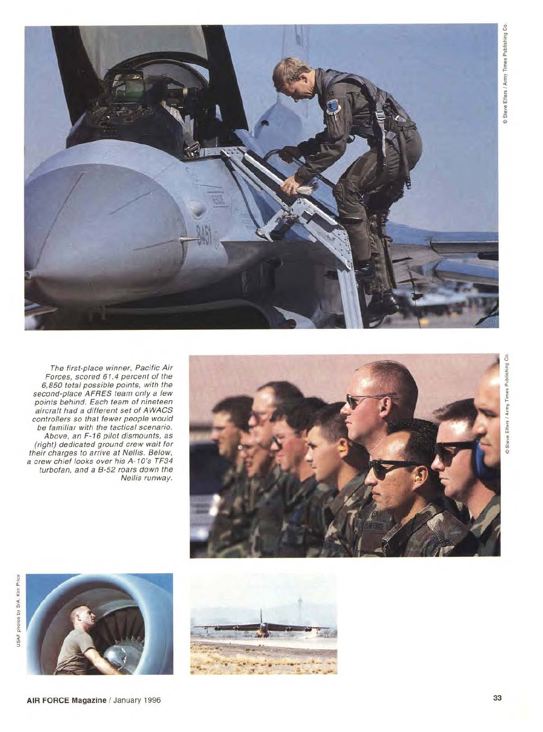*The first-place winner, Pacific Air Forces, scored 61.4 percent of the 6,850 total possible points, with the second-place AFRES team only a few points behind. Each team of nineteen aircraft had a different set of AWACS controllers so that fewer people would be familiar with the tactical scenario. Above, an F-16 pilot dismounts, as (right) dedicated ground crew wait for their charges to arrive at Nellis. Below, a crew chief looks over his A-10's TF34 turbofan, and a B-52 roars down the Nellis runway.*

© Steve Elfers / Army Times Publishing Co.

© Steve Elfers / Army Times Publishing Co.

USAF photos by SrA. Kim Price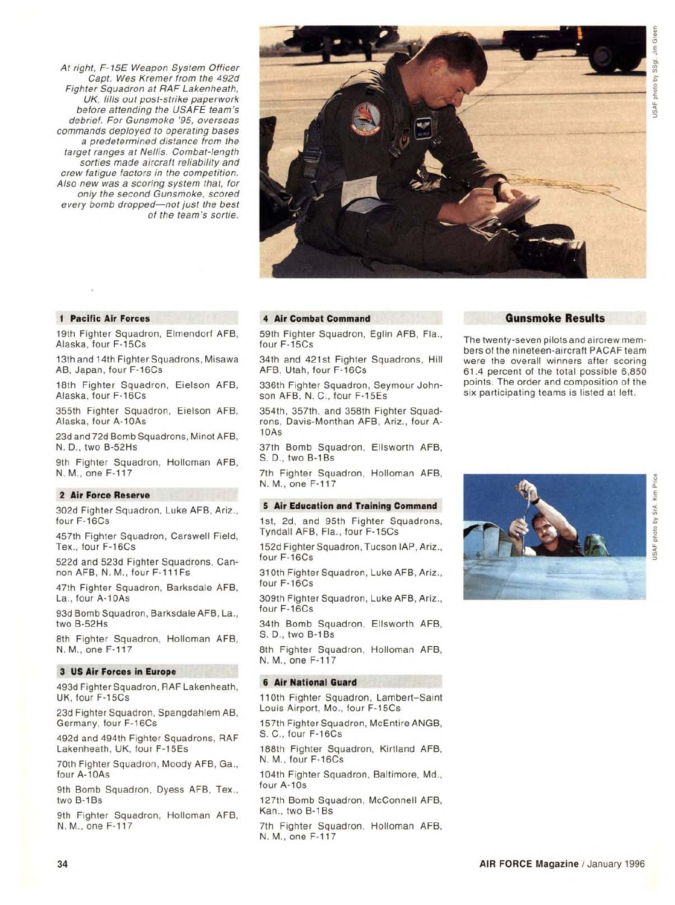*At right, F-15E Weapon System Officer Capt. Wes Kremer from the 492d Fighter Squadron at RAF Lakenheath, UK, fills out post-strike paperwork before attending the USAFE team's debrief. For Gunsmoke '95, overseas commands deployed to operating bases a predetermined distance from the target ranges at Nellis. Combat-length sorties made aircraft reliability and crew fatigue factors in the competition. Also new was a scoring system that, for only the second Gunsmoke, scored every bomb dropped—not just the best of the team's sortie.*

USAF photo by SSgt. Jim Green

## Gunsmoke Results

The twenty-seven pilots and aircrew members of the nineteen-aircraft PACAF team were the overall winners after scoring 61.4 percent of the total possible 6,850 points. The order and composition of the six participating teams is listed at left.

### 1 Pacific Air Forces

19th Fighter Squadron, Elmendorf AFB, Alaska, four F-15Cs

13th and 14th Fighter Squadrons, Misawa AB, Japan, four F-16Cs

18th Fighter Squadron, Eielson AFB, Alaska, four F-16Cs

355th Fighter Squadron, Eielson AFB, Alaska, four A-10As

23d and 72d Bomb Squadrons, Minot AFB, N. D., two B-52Hs

9th Fighter Squadron, Holloman AFB, N. M., one F-117

### 2 Air Force Reserve

302d Fighter Squadron, Luke AFB, Ariz., four F-16Cs

457th Fighter Squadron, Carswell Field, Tex., four F-16Cs

522d and 523d Fighter Squadrons, Cannon AFB, N. M., four F-111Fs

47th Fighter Squadron, Barksdale AFB, La., four A-10As

93d Bomb Squadron, Barksdale AFB, La., two B-52Hs

8th Fighter Squadron, Holloman AFB, N. M., one F-117

### 3 US Air Forces in Europe

493d Fighter Squadron, RAF Lakenheath, UK, four F-15Cs

23d Fighter Squadron, Spangdahlem AB, Germany, four F-16Cs

492d and 494th Fighter Squadrons, RAF Lakenheath, UK, four F-15Es

70th Fighter Squadron, Moody AFB, Ga., four A-10As

9th Bomb Squadron, Dyess AFB, Tex., two B-1Bs

9th Fighter Squadron, Holloman AFB, N. M., one F-117

### 4 Air Combat Command

59th Fighter Squadron, Eglin AFB, Fla., four F-15Cs

34th and 421st Fighter Squadrons, Hill AFB, Utah, four F-16Cs

336th Fighter Squadron, Seymour Johnson AFB, N. C., four F-15Es

354th, 357th, and 358th Fighter Squadrons, Davis-Monthan AFB, Ariz., four A-10As

37th Bomb Squadron, Ellsworth AFB, S. D., two B-1Bs

7th Fighter Squadron, Holloman AFB, N. M., one F-117

### 5 Air Education and Training Command

1st, 2d, and 95th Fighter Squadrons, Tyndall AFB, Fla., four F-15Cs

152d Fighter Squadron, Tucson IAP, Ariz., four F-16Cs

310th Fighter Squadron, Luke AFB, Ariz., four F-16Cs

309th Fighter Squadron, Luke AFB, Ariz., four F-16Cs

34th Bomb Squadron, Ellsworth AFB, S. D., two B-1Bs

8th Fighter Squadron, Holloman AFB, N. M., one F-117

### 6 Air National Guard

110th Fighter Squadron, Lambert–Saint Louis Airport, Mo., four F-15Cs

157th Fighter Squadron, McEntire ANGB, S. C., four F-16Cs

188th Fighter Squadron, Kirtland AFB, N. M., four F-16Cs

104th Fighter Squadron, Baltimore, Md., four A-10s

127th Bomb Squadron, McConnell AFB, Kan., two B-1Bs

7th Fighter Squadron, Holloman AFB, N. M., one F-117

USAF photo by SrA. Kim Price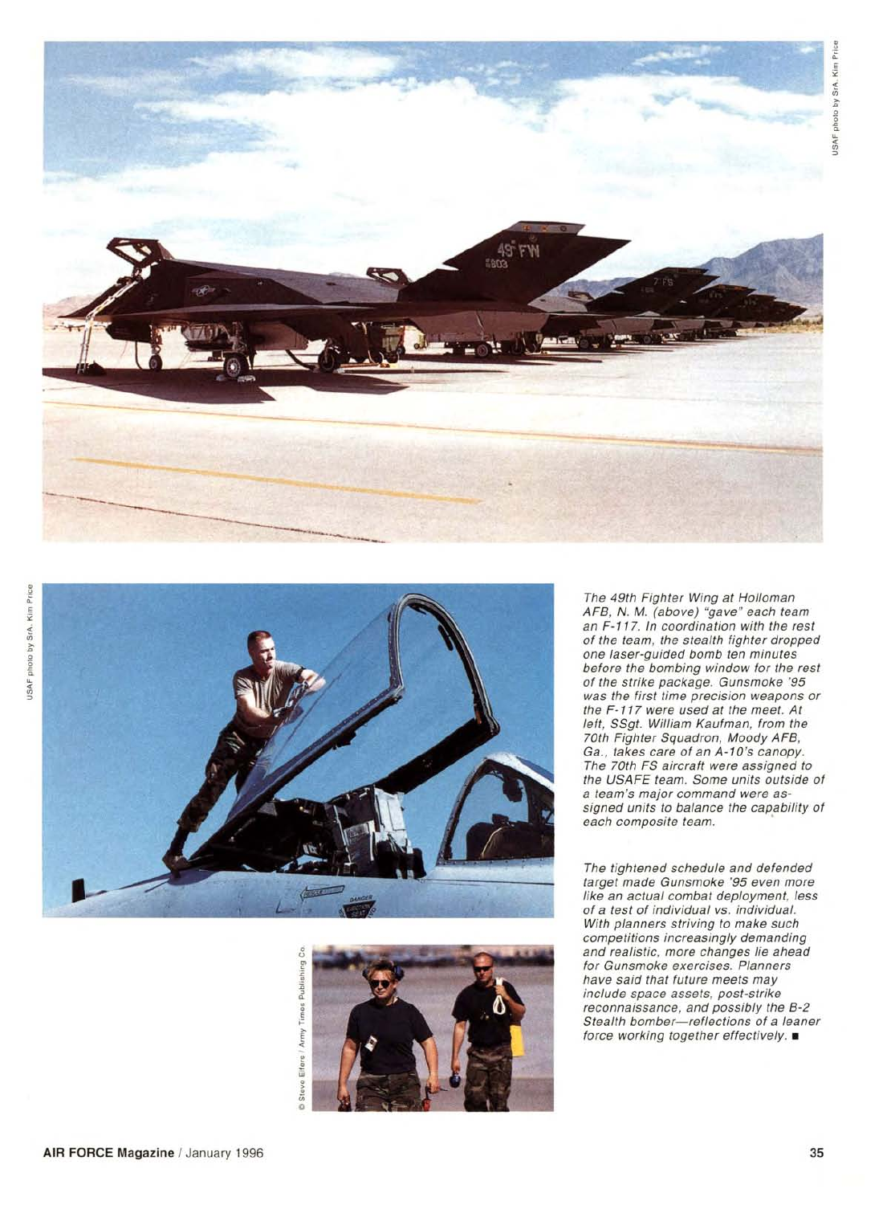*The 49th Fighter Wing at Holloman AFB, N. M. (above) "gave" each team an F-117. In coordination with the rest of the team, the stealth fighter dropped one laser-guided bomb ten minutes before the bombing window for the rest of the strike package. Gunsmoke '95 was the first time precision weapons or the F-117 were used at the meet. At left, SSgt. William Kaufman, from the 70th Fighter Squadron, Moody AFB, Ga., takes care of an A-10's canopy. The 70th FS aircraft were assigned to the USAFE team. Some units outside of a team's major command were assigned units to balance the capability of each composite team.*

*The tightened schedule and defended target made Gunsmoke '95 even more like an actual combat deployment, less of a test of individual vs. individual. With planners striving to make such competitions increasingly demanding and realistic, more changes lie ahead for Gunsmoke exercises. Planners have said that future meets may include space assets, post-strike reconnaissance, and possibly the B-2 Stealth bomber—reflections of a leaner force working together effectively.* ■